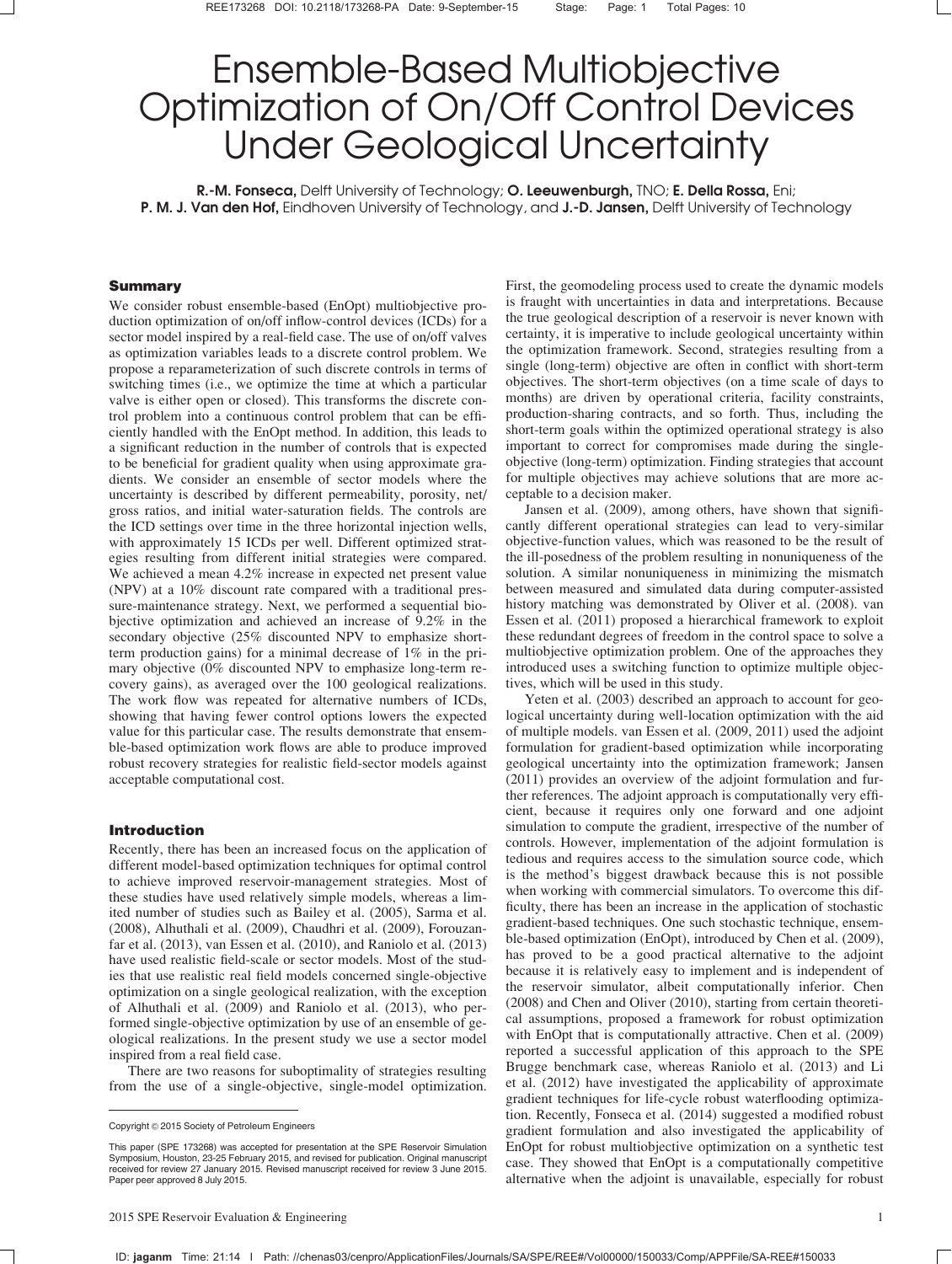# Ensemble-Based Multiobjective Optimization of On/Off Control Devices Under Geological Uncertainty

**R.-M. Fonseca,** Delft University of Technology; **O. Leeuwenburgh,** TNO; **E. Della Rossa,** Eni; **P. M. J. Van den Hof,** Eindhoven University of Technology, and **J.-D. Jansen,** Delft University of Technology

## Summary

We consider robust ensemble-based (EnOpt) multiobjective production optimization of on/off inflow-control devices (ICDs) for a sector model inspired by a real-field case. The use of on/off valves as optimization variables leads to a discrete control problem. We propose a reparameterization of such discrete controls in terms of switching times (i.e., we optimize the time at which a particular valve is either open or closed). This transforms the discrete control problem into a continuous control problem that can be efficiently handled with the EnOpt method. In addition, this leads to a significant reduction in the number of controls that is expected to be beneficial for gradient quality when using approximate gradients. We consider an ensemble of sector models where the uncertainty is described by different permeability, porosity, net/gross ratios, and initial water-saturation fields. The controls are the ICD settings over time in the three horizontal injection wells, with approximately 15 ICDs per well. Different optimized strategies resulting from different initial strategies were compared. We achieved a mean 4.2% increase in expected net present value (NPV) at a 10% discount rate compared with a traditional pressure-maintenance strategy. Next, we performed a sequential biobjective optimization and achieved an increase of 9.2% in the secondary objective (25% discounted NPV to emphasize short-term production gains) for a minimal decrease of 1% in the primary objective (0% discounted NPV to emphasize long-term recovery gains), as averaged over the 100 geological realizations. The work flow was repeated for alternative numbers of ICDs, showing that having fewer control options lowers the expected value for this particular case. The results demonstrate that ensemble-based optimization work flows are able to produce improved robust recovery strategies for realistic field-sector models against acceptable computational cost.

## Introduction

Recently, there has been an increased focus on the application of different model-based optimization techniques for optimal control to achieve improved reservoir-management strategies. Most of these studies have used relatively simple models, whereas a limited number of studies such as Bailey et al. (2005), Sarma et al. (2008), Alhuthali et al. (2009), Chaudhri et al. (2009), Forouzanfar et al. (2013), van Essen et al. (2010), and Raniolo et al. (2013) have used realistic field-scale or sector models. Most of the studies that use realistic real field models concerned single-objective optimization on a single geological realization, with the exception of Alhuthali et al. (2009) and Raniolo et al. (2013), who performed single-objective optimization by use of an ensemble of geological realizations. In the present study we use a sector model inspired from a real field case.

There are two reasons for suboptimality of strategies resulting from the use of a single-objective, single-model optimization. First, the geomodeling process used to create the dynamic models is fraught with uncertainties in data and interpretations. Because the true geological description of a reservoir is never known with certainty, it is imperative to include geological uncertainty within the optimization framework. Second, strategies resulting from a single (long-term) objective are often in conflict with short-term objectives. The short-term objectives (on a time scale of days to months) are driven by operational criteria, facility constraints, production-sharing contracts, and so forth. Thus, including the short-term goals within the optimized operational strategy is also important to correct for compromises made during the single-objective (long-term) optimization. Finding strategies that account for multiple objectives may achieve solutions that are more acceptable to a decision maker.

Jansen et al. (2009), among others, have shown that significantly different operational strategies can lead to very-similar objective-function values, which was reasoned to be the result of the ill-posedness of the problem resulting in nonuniqueness of the solution. A similar nonuniqueness in minimizing the mismatch between measured and simulated data during computer-assisted history matching was demonstrated by Oliver et al. (2008). van Essen et al. (2011) proposed a hierarchical framework to exploit these redundant degrees of freedom in the control space to solve a multiobjective optimization problem. One of the approaches they introduced uses a switching function to optimize multiple objectives, which will be used in this study.

Yeten et al. (2003) described an approach to account for geological uncertainty during well-location optimization with the aid of multiple models. van Essen et al. (2009, 2011) used the adjoint formulation for gradient-based optimization while incorporating geological uncertainty into the optimization framework; Jansen (2011) provides an overview of the adjoint formulation and further references. The adjoint approach is computationally very efficient, because it requires only one forward and one adjoint simulation to compute the gradient, irrespective of the number of controls. However, implementation of the adjoint formulation is tedious and requires access to the simulation source code, which is the method's biggest drawback because this is not possible when working with commercial simulators. To overcome this difficulty, there has been an increase in the application of stochastic gradient-based techniques. One such stochastic technique, ensemble-based optimization (EnOpt), introduced by Chen et al. (2009), has proved to be a good practical alternative to the adjoint because it is relatively easy to implement and is independent of the reservoir simulator, albeit computationally inferior. Chen (2008) and Chen and Oliver (2010), starting from certain theoretical assumptions, proposed a framework for robust optimization with EnOpt that is computationally attractive. Chen et al. (2009) reported a successful application of this approach to the SPE Brugge benchmark case, whereas Raniolo et al. (2013) and Li et al. (2012) have investigated the applicability of approximate gradient techniques for life-cycle robust waterflooding optimization. Recently, Fonseca et al. (2014) suggested a modified robust gradient formulation and also investigated the applicability of EnOpt for robust multiobjective optimization on a synthetic test case. They showed that EnOpt is a computationally competitive alternative when the adjoint is unavailable, especially for robust

---

Copyright © 2015 Society of Petroleum Engineers

This paper (SPE 173268) was accepted for presentation at the SPE Reservoir Simulation Symposium, Houston, 23–25 February 2015, and revised for publication. Original manuscript received for review 27 January 2015. Revised manuscript received for review 3 June 2015. Paper peer approved 8 July 2015.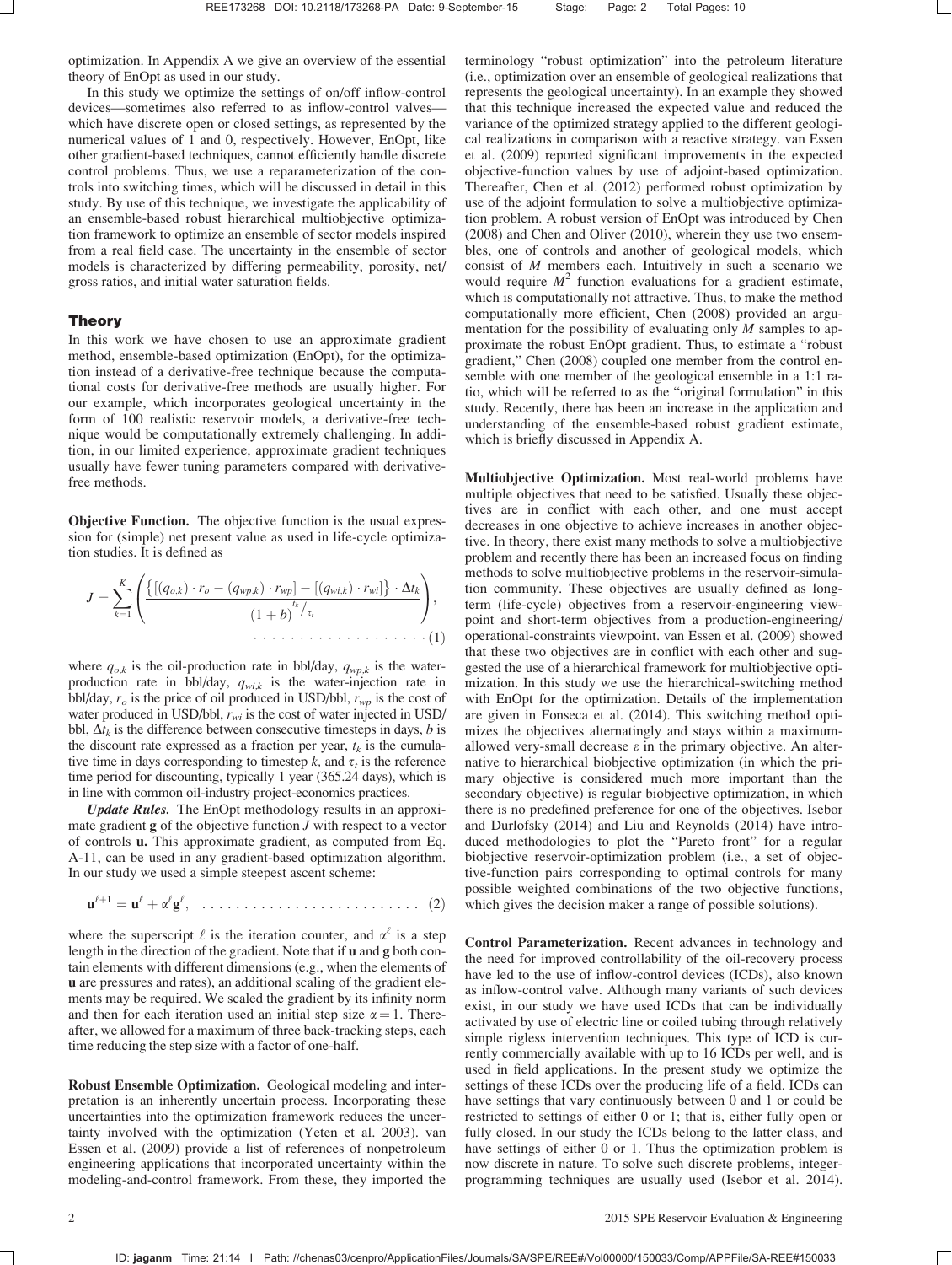optimization. In Appendix A we give an overview of the essential theory of EnOpt as used in our study.

In this study we optimize the settings of on/off inflow-control devices—sometimes also referred to as inflow-control valves—which have discrete open or closed settings, as represented by the numerical values of 1 and 0, respectively. However, EnOpt, like other gradient-based techniques, cannot efficiently handle discrete control problems. Thus, we use a reparameterization of the controls into switching times, which will be discussed in detail in this study. By use of this technique, we investigate the applicability of an ensemble-based robust hierarchical multiobjective optimization framework to optimize an ensemble of sector models inspired from a real field case. The uncertainty in the ensemble of sector models is characterized by differing permeability, porosity, net/gross ratios, and initial water saturation fields.

## Theory

In this work we have chosen to use an approximate gradient method, ensemble-based optimization (EnOpt), for the optimization instead of a derivative-free technique because the computational costs for derivative-free methods are usually higher. For our example, which incorporates geological uncertainty in the form of 100 realistic reservoir models, a derivative-free technique would be computationally extremely challenging. In addition, in our limited experience, approximate gradient techniques usually have fewer tuning parameters compared with derivative-free methods.

**Objective Function.** The objective function is the usual expression for (simple) net present value as used in life-cycle optimization studies. It is defined as

$$J = \sum_{k=1}^{K} \left( \frac{\left\{ [(q_{o,k}) \cdot r_o - (q_{wp,k}) \cdot r_{wp}] - [(q_{wi,k}) \cdot r_{wi}] \right\} \cdot \Delta t_k}{(1+b)^{t_k / \tau_t}} \right), \quad \cdots\cdots (1)$$

where $q_{o,k}$ is the oil-production rate in bbl/day, $q_{wp,k}$ is the water-production rate in bbl/day, $q_{wi,k}$ is the water-injection rate in bbl/day, $r_o$ is the price of oil produced in USD/bbl, $r_{wp}$ is the cost of water produced in USD/bbl, $r_{wi}$ is the cost of water injected in USD/bbl, $\Delta t_k$ is the difference between consecutive timesteps in days, $b$ is the discount rate expressed as a fraction per year, $t_k$ is the cumulative time in days corresponding to timestep $k$, and $\tau_t$ is the reference time period for discounting, typically 1 year (365.24 days), which is in line with common oil-industry project-economics practices.

***Update Rules.*** The EnOpt methodology results in an approximate gradient $\mathbf{g}$ of the objective function $J$ with respect to a vector of controls $\mathbf{u}$. This approximate gradient, as computed from Eq. A-11, can be used in any gradient-based optimization algorithm. In our study we used a simple steepest ascent scheme:

$$\mathbf{u}^{\ell+1} = \mathbf{u}^{\ell} + \alpha^{\ell} \mathbf{g}^{\ell}, \quad \cdots\cdots (2)$$

where the superscript $\ell$ is the iteration counter, and $\alpha^{\ell}$ is a step length in the direction of the gradient. Note that if $\mathbf{u}$ and $\mathbf{g}$ both contain elements with different dimensions (e.g., when the elements of $\mathbf{u}$ are pressures and rates), an additional scaling of the gradient elements may be required. We scaled the gradient by its infinity norm and then for each iteration used an initial step size $\alpha = 1$. Thereafter, we allowed for a maximum of three back-tracking steps, each time reducing the step size with a factor of one-half.

**Robust Ensemble Optimization.** Geological modeling and interpretation is an inherently uncertain process. Incorporating these uncertainties into the optimization framework reduces the uncertainty involved with the optimization (Yeten et al. 2003). van Essen et al. (2009) provide a list of references of nonpetroleum engineering applications that incorporated uncertainty within the modeling-and-control framework. From these, they imported the terminology "robust optimization" into the petroleum literature (i.e., optimization over an ensemble of geological realizations that represents the geological uncertainty). In an example they showed that this technique increased the expected value and reduced the variance of the optimized strategy applied to the different geological realizations in comparison with a reactive strategy. van Essen et al. (2009) reported significant improvements in the expected objective-function values by use of adjoint-based optimization. Thereafter, Chen et al. (2012) performed robust optimization by use of the adjoint formulation to solve a multiobjective optimization problem. A robust version of EnOpt was introduced by Chen (2008) and Chen and Oliver (2010), wherein they use two ensembles, one of controls and another of geological models, which consist of $M$ members each. Intuitively in such a scenario we would require $M^2$ function evaluations for a gradient estimate, which is computationally not attractive. Thus, to make the method computationally more efficient, Chen (2008) provided an argumentation for the possibility of evaluating only $M$ samples to approximate the robust EnOpt gradient. Thus, to estimate a "robust gradient," Chen (2008) coupled one member from the control ensemble with one member of the geological ensemble in a 1:1 ratio, which will be referred to as the "original formulation" in this study. Recently, there has been an increase in the application and understanding of the ensemble-based robust gradient estimate, which is briefly discussed in Appendix A.

**Multiobjective Optimization.** Most real-world problems have multiple objectives that need to be satisfied. Usually these objectives are in conflict with each other, and one must accept decreases in one objective to achieve increases in another objective. In theory, there exist many methods to solve a multiobjective problem and recently there has been an increased focus on finding methods to solve multiobjective problems in the reservoir-simulation community. These objectives are usually defined as long-term (life-cycle) objectives from a reservoir-engineering viewpoint and short-term objectives from a production-engineering/operational-constraints viewpoint. van Essen et al. (2009) showed that these two objectives are in conflict with each other and suggested the use of a hierarchical framework for multiobjective optimization. In this study we use the hierarchical-switching method with EnOpt for the optimization. Details of the implementation are given in Fonseca et al. (2014). This switching method optimizes the objectives alternatingly and stays within a maximum-allowed very-small decrease $\varepsilon$ in the primary objective. An alternative to hierarchical biobjective optimization (in which the primary objective is considered much more important than the secondary objective) is regular biobjective optimization, in which there is no predefined preference for one of the objectives. Isebor and Durlofsky (2014) and Liu and Reynolds (2014) have introduced methodologies to plot the "Pareto front" for a regular biobjective reservoir-optimization problem (i.e., a set of objective-function pairs corresponding to optimal controls for many possible weighted combinations of the two objective functions, which gives the decision maker a range of possible solutions).

**Control Parameterization.** Recent advances in technology and the need for improved controllability of the oil-recovery process have led to the use of inflow-control devices (ICDs), also known as inflow-control valve. Although many variants of such devices exist, in our study we have used ICDs that can be individually activated by use of electric line or coiled tubing through relatively simple rigless intervention techniques. This type of ICD is currently commercially available with up to 16 ICDs per well, and is used in field applications. In the present study we optimize the settings of these ICDs over the producing life of a field. ICDs can have settings that vary continuously between 0 and 1 or could be restricted to settings of either 0 or 1; that is, either fully open or fully closed. In our study the ICDs belong to the latter class, and have settings of either 0 or 1. Thus the optimization problem is now discrete in nature. To solve such discrete problems, integer-programming techniques are usually used (Isebor et al. 2014).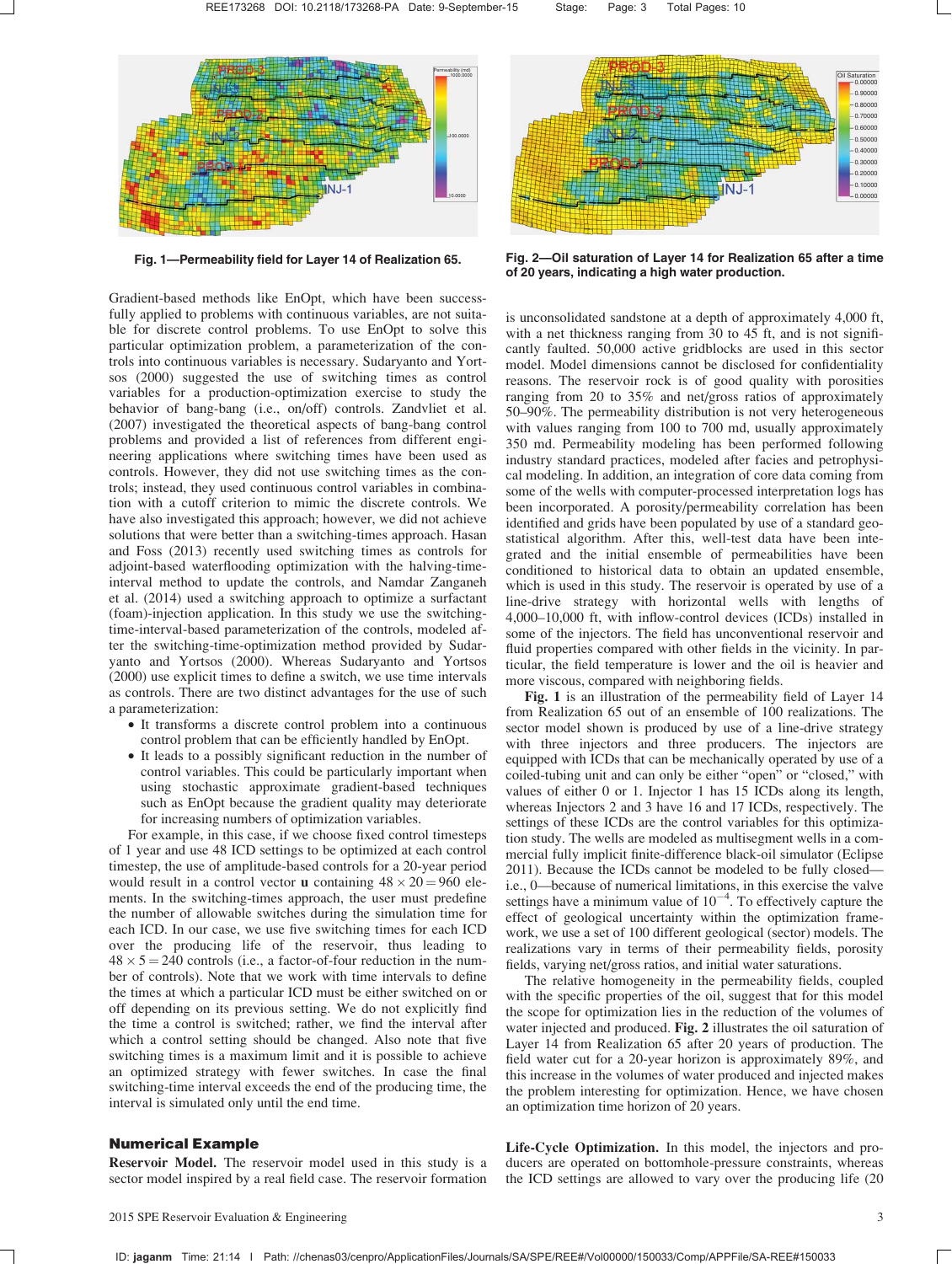Fig. 1—Permeability field for Layer 14 of Realization 65.

Fig. 2—Oil saturation of Layer 14 for Realization 65 after a time of 20 years, indicating a high water production.

Gradient-based methods like EnOpt, which have been successfully applied to problems with continuous variables, are not suitable for discrete control problems. To use EnOpt to solve this particular optimization problem, a parameterization of the controls into continuous variables is necessary. Sudaryanto and Yortsos (2000) suggested the use of switching times as control variables for a production-optimization exercise to study the behavior of bang-bang (i.e., on/off) controls. Zandvliet et al. (2007) investigated the theoretical aspects of bang-bang control problems and provided a list of references from different engineering applications where switching times have been used as controls. However, they did not use switching times as the controls; instead, they used continuous control variables in combination with a cutoff criterion to mimic the discrete controls. We have also investigated this approach; however, we did not achieve solutions that were better than a switching-times approach. Hasan and Foss (2013) recently used switching times as controls for adjoint-based waterflooding optimization with the halving-time-interval method to update the controls, and Namdar Zanganeh et al. (2014) used a switching approach to optimize a surfactant (foam)-injection application. In this study we use the switching-time-interval-based parameterization of the controls, modeled after the switching-time-optimization method provided by Sudaryanto and Yortsos (2000). Whereas Sudaryanto and Yortsos (2000) use explicit times to define a switch, we use time intervals as controls. There are two distinct advantages for the use of such a parameterization:

- It transforms a discrete control problem into a continuous control problem that can be efficiently handled by EnOpt.
- It leads to a possibly significant reduction in the number of control variables. This could be particularly important when using stochastic approximate gradient-based techniques such as EnOpt because the gradient quality may deteriorate for increasing numbers of optimization variables.

For example, in this case, if we choose fixed control timesteps of 1 year and use 48 ICD settings to be optimized at each control timestep, the use of amplitude-based controls for a 20-year period would result in a control vector $\mathbf{u}$ containing $48 \times 20 = 960$ elements. In the switching-times approach, the user must predefine the number of allowable switches during the simulation time for each ICD. In our case, we use five switching times for each ICD over the producing life of the reservoir, thus leading to $48 \times 5 = 240$ controls (i.e., a factor-of-four reduction in the number of controls). Note that we work with time intervals to define the times at which a particular ICD must be either switched on or off depending on its previous setting. We do not explicitly find the time a control is switched; rather, we find the interval after which a control setting should be changed. Also note that five switching times is a maximum limit and it is possible to achieve an optimized strategy with fewer switches. In case the final switching-time interval exceeds the end of the producing time, the interval is simulated only until the end time.

## Numerical Example

**Reservoir Model.** The reservoir model used in this study is a sector model inspired by a real field case. The reservoir formation is unconsolidated sandstone at a depth of approximately 4,000 ft, with a net thickness ranging from 30 to 45 ft, and is not significantly faulted. 50,000 active gridblocks are used in this sector model. Model dimensions cannot be disclosed for confidentiality reasons. The reservoir rock is of good quality with porosities ranging from 20 to 35% and net/gross ratios of approximately 50–90%. The permeability distribution is not very heterogeneous with values ranging from 100 to 700 md, usually approximately 350 md. Permeability modeling has been performed following industry standard practices, modeled after facies and petrophysical modeling. In addition, an integration of core data coming from some of the wells with computer-processed interpretation logs has been incorporated. A porosity/permeability correlation has been identified and grids have been populated by use of a standard geostatistical algorithm. After this, well-test data have been integrated and the initial ensemble of permeabilities have been conditioned to historical data to obtain an updated ensemble, which is used in this study. The reservoir is operated by use of a line-drive strategy with horizontal wells with lengths of 4,000–10,000 ft, with inflow-control devices (ICDs) installed in some of the injectors. The field has unconventional reservoir and fluid properties compared with other fields in the vicinity. In particular, the field temperature is lower and the oil is heavier and more viscous, compared with neighboring fields.

**Fig. 1** is an illustration of the permeability field of Layer 14 from Realization 65 out of an ensemble of 100 realizations. The sector model shown is produced by use of a line-drive strategy with three injectors and three producers. The injectors are equipped with ICDs that can be mechanically operated by use of a coiled-tubing unit and can only be either "open" or "closed," with values of either 0 or 1. Injector 1 has 15 ICDs along its length, whereas Injectors 2 and 3 have 16 and 17 ICDs, respectively. The settings of these ICDs are the control variables for this optimization study. The wells are modeled as multisegment wells in a commercial fully implicit finite-difference black-oil simulator (Eclipse 2011). Because the ICDs cannot be modeled to be fully closed—i.e., 0—because of numerical limitations, in this exercise the valve settings have a minimum value of $10^{-4}$. To effectively capture the effect of geological uncertainty within the optimization framework, we use a set of 100 different geological (sector) models. The realizations vary in terms of their permeability fields, porosity fields, varying net/gross ratios, and initial water saturations.

The relative homogeneity in the permeability fields, coupled with the specific properties of the oil, suggest that for this model the scope for optimization lies in the reduction of the volumes of water injected and produced. **Fig. 2** illustrates the oil saturation of Layer 14 from Realization 65 after 20 years of production. The field water cut for a 20-year horizon is approximately 89%, and this increase in the volumes of water produced and injected makes the problem interesting for optimization. Hence, we have chosen an optimization time horizon of 20 years.

**Life-Cycle Optimization.** In this model, the injectors and producers are operated on bottomhole-pressure constraints, whereas the ICD settings are allowed to vary over the producing life (20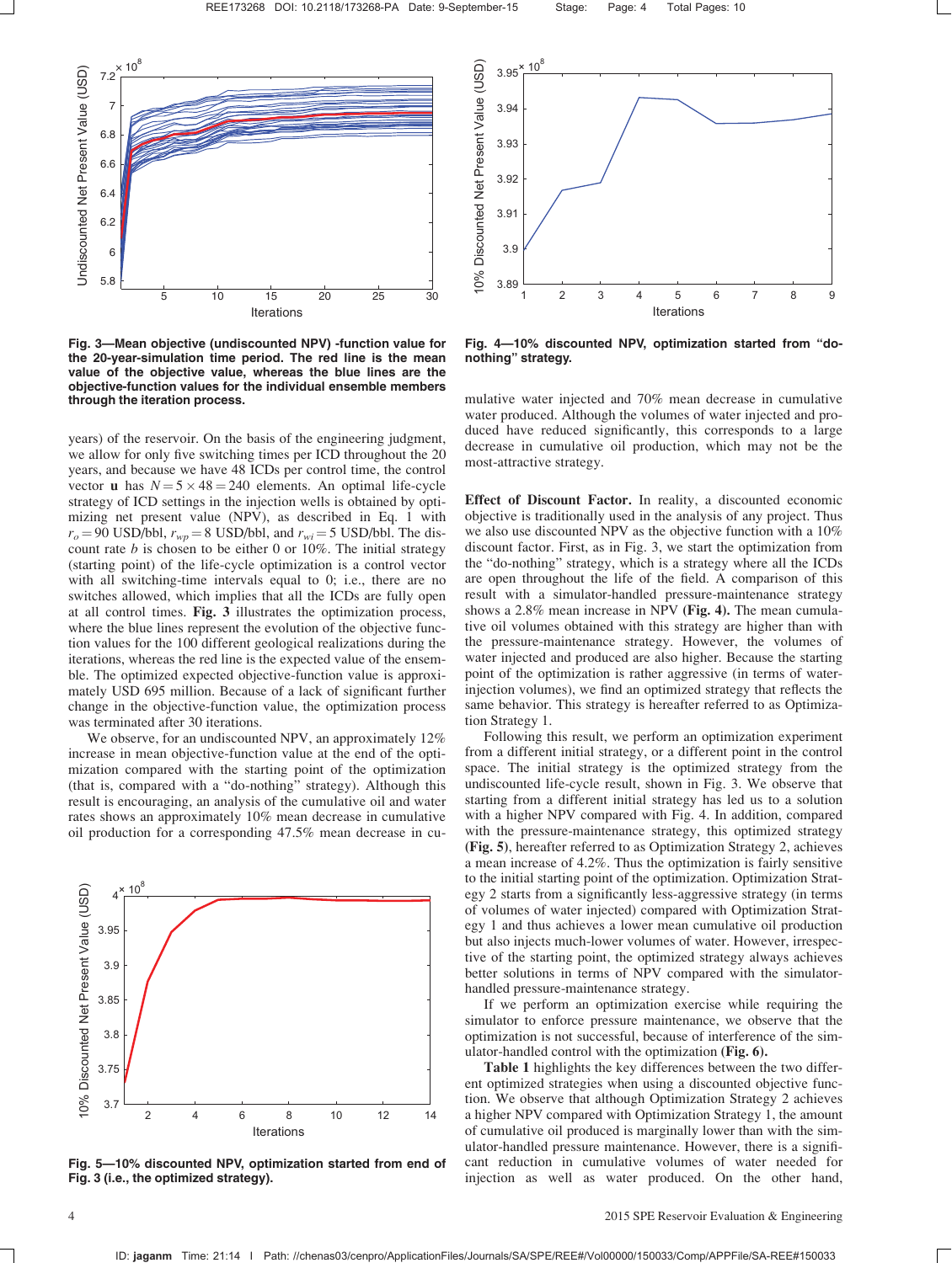years) of the reservoir. On the basis of the engineering judgment, we allow for only five switching times per ICD throughout the 20 years, and because we have 48 ICDs per control time, the control vector $\mathbf{u}$ has $N = 5 \times 48 = 240$ elements. An optimal life-cycle strategy of ICD settings in the injection wells is obtained by optimizing net present value (NPV), as described in Eq. 1 with $r_o = 90$ USD/bbl, $r_{wp} = 8$ USD/bbl, and $r_{wi} = 5$ USD/bbl. The discount rate $b$ is chosen to be either 0 or 10%. The initial strategy (starting point) of the life-cycle optimization is a control vector with all switching-time intervals equal to 0; i.e., there are no switches allowed, which implies that all the ICDs are fully open at all control times. **Fig. 3** illustrates the optimization process, where the blue lines represent the evolution of the objective function values for the 100 different geological realizations during the iterations, whereas the red line is the expected value of the ensemble. The optimized expected objective-function value is approximately USD 695 million. Because of a lack of significant further change in the objective-function value, the optimization process was terminated after 30 iterations.

We observe, for an undiscounted NPV, an approximately 12% increase in mean objective-function value at the end of the optimization compared with the starting point of the optimization (that is, compared with a "do-nothing" strategy). Although this result is encouraging, an analysis of the cumulative oil and water rates shows an approximately 10% mean decrease in cumulative oil production for a corresponding 47.5% mean decrease in cumulative water injected and 70% mean decrease in cumulative water produced. Although the volumes of water injected and produced have reduced significantly, this corresponds to a large decrease in cumulative oil production, which may not be the most-attractive strategy.

**Fig. 3—Mean objective (undiscounted NPV) -function value for the 20-year-simulation time period. The red line is the mean value of the objective value, whereas the blue lines are the objective-function values for the individual ensemble members through the iteration process.**

**Fig. 4—10% discounted NPV, optimization started from "do-nothing" strategy.**

**Effect of Discount Factor.** In reality, a discounted economic objective is traditionally used in the analysis of any project. Thus we also use discounted NPV as the objective function with a 10% discount factor. First, as in Fig. 3, we start the optimization from the "do-nothing" strategy, which is a strategy where all the ICDs are open throughout the life of the field. A comparison of this result with a simulator-handled pressure-maintenance strategy shows a 2.8% mean increase in NPV **(Fig. 4)**. The mean cumulative oil volumes obtained with this strategy are higher than with the pressure-maintenance strategy. However, the volumes of water injected and produced are also higher. Because the starting point of the optimization is rather aggressive (in terms of water-injection volumes), we find an optimized strategy that reflects the same behavior. This strategy is hereafter referred to as Optimization Strategy 1.

Following this result, we perform an optimization experiment from a different initial strategy, or a different point in the control space. The initial strategy is the optimized strategy from the undiscounted life-cycle result, shown in Fig. 3. We observe that starting from a different initial strategy has led us to a solution with a higher NPV compared with Fig. 4. In addition, compared with the pressure-maintenance strategy, this optimized strategy **(Fig. 5)**, hereafter referred to as Optimization Strategy 2, achieves a mean increase of 4.2%. Thus the optimization is fairly sensitive to the initial starting point of the optimization. Optimization Strategy 2 starts from a significantly less-aggressive strategy (in terms of volumes of water injected) compared with Optimization Strategy 1 and thus achieves a lower mean cumulative oil production but also injects much-lower volumes of water. However, irrespective of the starting point, the optimized strategy always achieves better solutions in terms of NPV compared with the simulator-handled pressure-maintenance strategy.

If we perform an optimization exercise while requiring the simulator to enforce pressure maintenance, we observe that the optimization is not successful, because of interference of the simulator-handled control with the optimization **(Fig. 6)**.

**Table 1** highlights the key differences between the two different optimized strategies when using a discounted objective function. We observe that although Optimization Strategy 2 achieves a higher NPV compared with Optimization Strategy 1, the amount of cumulative oil produced is marginally lower than with the simulator-handled pressure maintenance. However, there is a significant reduction in cumulative volumes of water needed for injection as well as water produced. On the other hand,

**Fig. 5—10% discounted NPV, optimization started from end of Fig. 3 (i.e., the optimized strategy).**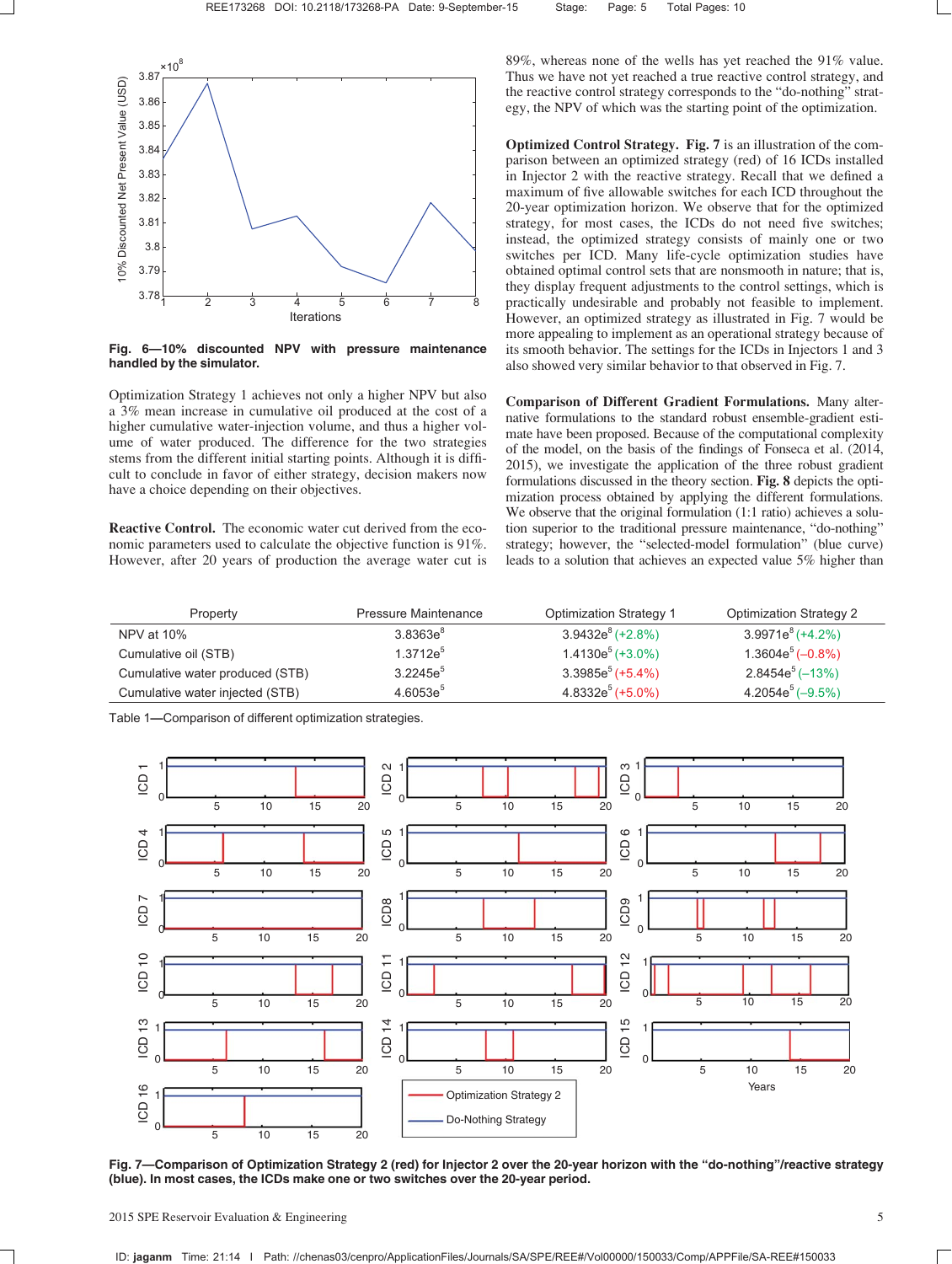Fig. 6—10% discounted NPV with pressure maintenance handled by the simulator.

Optimization Strategy 1 achieves not only a higher NPV but also a 3% mean increase in cumulative oil produced at the cost of a higher cumulative water-injection volume, and thus a higher volume of water produced. The difference for the two strategies stems from the different initial starting points. Although it is difficult to conclude in favor of either strategy, decision makers now have a choice depending on their objectives.

**Reactive Control.** The economic water cut derived from the economic parameters used to calculate the objective function is 91%. However, after 20 years of production the average water cut is 89%, whereas none of the wells has yet reached the 91% value. Thus we have not yet reached a true reactive control strategy, and the reactive control strategy corresponds to the "do-nothing" strategy, the NPV of which was the starting point of the optimization.

**Optimized Control Strategy.** **Fig. 7** is an illustration of the comparison between an optimized strategy (red) of 16 ICDs installed in Injector 2 with the reactive strategy. Recall that we defined a maximum of five allowable switches for each ICD throughout the 20-year optimization horizon. We observe that for the optimized strategy, for most cases, the ICDs do not need five switches; instead, the optimized strategy consists of mainly one or two switches per ICD. Many life-cycle optimization studies have obtained optimal control sets that are nonsmooth in nature; that is, they display frequent adjustments to the control settings, which is practically undesirable and probably not feasible to implement. However, an optimized strategy as illustrated in Fig. 7 would be more appealing to implement as an operational strategy because of its smooth behavior. The settings for the ICDs in Injectors 1 and 3 also showed very similar behavior to that observed in Fig. 7.

**Comparison of Different Gradient Formulations.** Many alternative formulations to the standard robust ensemble-gradient estimate have been proposed. Because of the computational complexity of the model, on the basis of the findings of Fonseca et al. (2014, 2015), we investigate the application of the three robust gradient formulations discussed in the theory section. **Fig. 8** depicts the optimization process obtained by applying the different formulations. We observe that the original formulation (1:1 ratio) achieves a solution superior to the traditional pressure maintenance, "do-nothing" strategy; however, the "selected-model formulation" (blue curve) leads to a solution that achieves an expected value 5% higher than

| Property | Pressure Maintenance | Optimization Strategy 1 | Optimization Strategy 2 |
|---|---|---|---|
| NPV at 10% | $3.8363e^{8}$ | $3.9432e^{8}$ (+2.8%) | $3.9971e^{8}$ (+4.2%) |
| Cumulative oil (STB) | $1.3712e^{5}$ | $1.4130e^{5}$ (+3.0%) | $1.3604e^{5}$ (–0.8%) |
| Cumulative water produced (STB) | $3.2245e^{5}$ | $3.3985e^{5}$ (+5.4%) | $2.8454e^{5}$ (–13%) |
| Cumulative water injected (STB) | $4.6053e^{5}$ | $4.8332e^{5}$ (+5.0%) | $4.2054e^{5}$ (–9.5%) |

Table 1—Comparison of different optimization strategies.

Fig. 7—Comparison of Optimization Strategy 2 (red) for Injector 2 over the 20-year horizon with the "do-nothing"/reactive strategy (blue). In most cases, the ICDs make one or two switches over the 20-year period.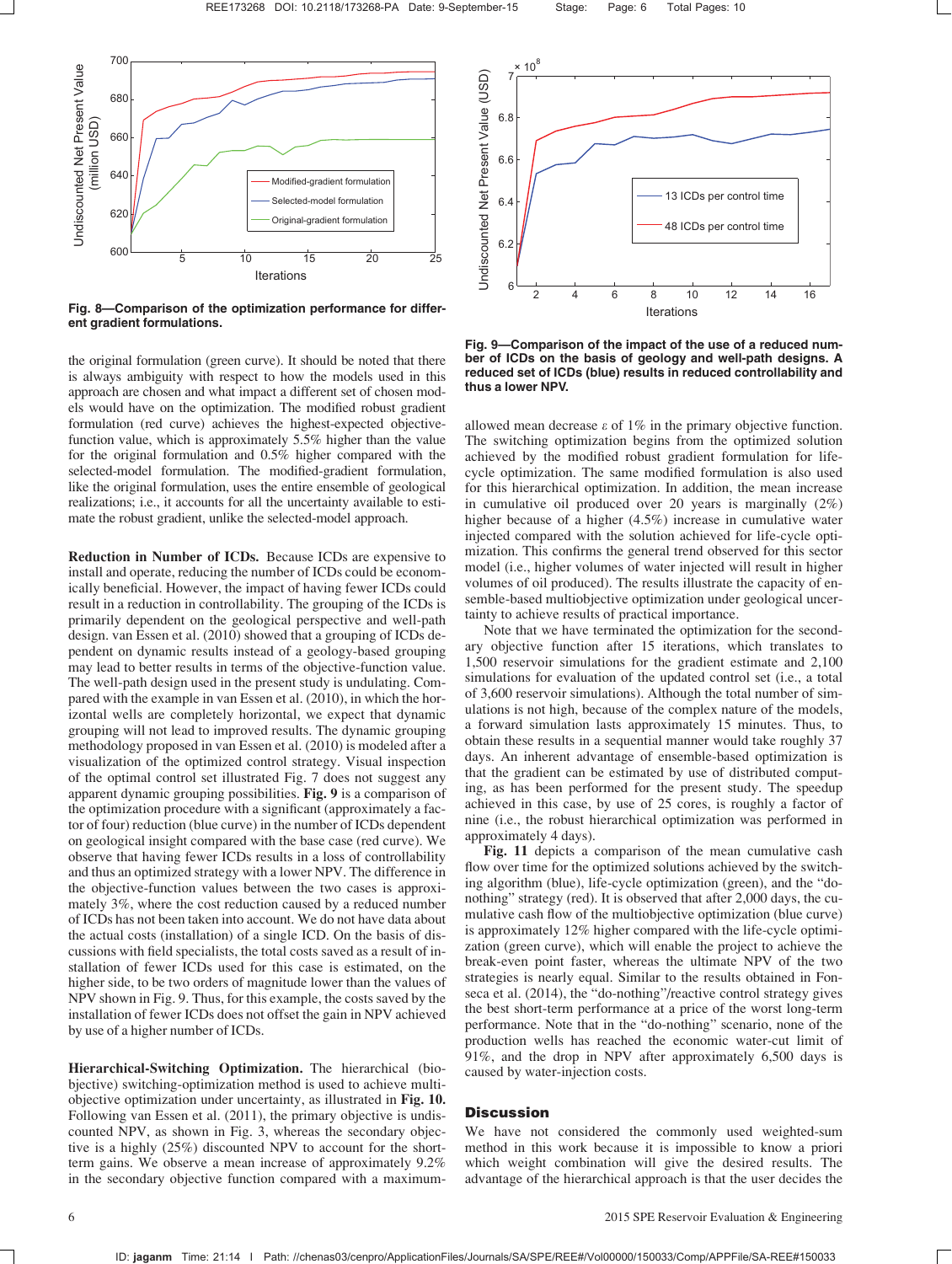Fig. 8—Comparison of the optimization performance for different gradient formulations.

Fig. 9—Comparison of the impact of the use of a reduced number of ICDs on the basis of geology and well-path designs. A reduced set of ICDs (blue) results in reduced controllability and thus a lower NPV.

the original formulation (green curve). It should be noted that there is always ambiguity with respect to how the models used in this approach are chosen and what impact a different set of chosen models would have on the optimization. The modified robust gradient formulation (red curve) achieves the highest-expected objective-function value, which is approximately 5.5% higher than the value for the original formulation and 0.5% higher compared with the selected-model formulation. The modified-gradient formulation, like the original formulation, uses the entire ensemble of geological realizations; i.e., it accounts for all the uncertainty available to estimate the robust gradient, unlike the selected-model approach.

**Reduction in Number of ICDs.** Because ICDs are expensive to install and operate, reducing the number of ICDs could be economically beneficial. However, the impact of having fewer ICDs could result in a reduction in controllability. The grouping of the ICDs is primarily dependent on the geological perspective and well-path design. van Essen et al. (2010) showed that a grouping of ICDs dependent on dynamic results instead of a geology-based grouping may lead to better results in terms of the objective-function value. The well-path design used in the present study is undulating. Compared with the example in van Essen et al. (2010), in which the horizontal wells are completely horizontal, we expect that dynamic grouping will not lead to improved results. The dynamic grouping methodology proposed in van Essen et al. (2010) is modeled after a visualization of the optimized control strategy. Visual inspection of the optimal control set illustrated Fig. 7 does not suggest any apparent dynamic grouping possibilities. **Fig. 9** is a comparison of the optimization procedure with a significant (approximately a factor of four) reduction (blue curve) in the number of ICDs dependent on geological insight compared with the base case (red curve). We observe that having fewer ICDs results in a loss of controllability and thus an optimized strategy with a lower NPV. The difference in the objective-function values between the two cases is approximately 3%, where the cost reduction caused by a reduced number of ICDs has not been taken into account. We do not have data about the actual costs (installation) of a single ICD. On the basis of discussions with field specialists, the total costs saved as a result of installation of fewer ICDs used for this case is estimated, on the higher side, to be two orders of magnitude lower than the values of NPV shown in Fig. 9. Thus, for this example, the costs saved by the installation of fewer ICDs does not offset the gain in NPV achieved by use of a higher number of ICDs.

**Hierarchical-Switching Optimization.** The hierarchical (biobjective) switching-optimization method is used to achieve multiobjective optimization under uncertainty, as illustrated in **Fig. 10.** Following van Essen et al. (2011), the primary objective is undiscounted NPV, as shown in Fig. 3, whereas the secondary objective is a highly (25%) discounted NPV to account for the short-term gains. We observe a mean increase of approximately 9.2% in the secondary objective function compared with a maximum-allowed mean decrease $\varepsilon$ of 1% in the primary objective function. The switching optimization begins from the optimized solution achieved by the modified robust gradient formulation for life-cycle optimization. The same modified formulation is also used for this hierarchical optimization. In addition, the mean increase in cumulative oil produced over 20 years is marginally (2%) higher because of a higher (4.5%) increase in cumulative water injected compared with the solution achieved for life-cycle optimization. This confirms the general trend observed for this sector model (i.e., higher volumes of water injected will result in higher volumes of oil produced). The results illustrate the capacity of ensemble-based multiobjective optimization under geological uncertainty to achieve results of practical importance.

Note that we have terminated the optimization for the secondary objective function after 15 iterations, which translates to 1,500 reservoir simulations for the gradient estimate and 2,100 simulations for evaluation of the updated control set (i.e., a total of 3,600 reservoir simulations). Although the total number of simulations is not high, because of the complex nature of the models, a forward simulation lasts approximately 15 minutes. Thus, to obtain these results in a sequential manner would take roughly 37 days. An inherent advantage of ensemble-based optimization is that the gradient can be estimated by use of distributed computing, as has been performed for the present study. The speedup achieved in this case, by use of 25 cores, is roughly a factor of nine (i.e., the robust hierarchical optimization was performed in approximately 4 days).

**Fig. 11** depicts a comparison of the mean cumulative cash flow over time for the optimized solutions achieved by the switching algorithm (blue), life-cycle optimization (green), and the "do-nothing" strategy (red). It is observed that after 2,000 days, the cumulative cash flow of the multiobjective optimization (blue curve) is approximately 12% higher compared with the life-cycle optimization (green curve), which will enable the project to achieve the break-even point faster, whereas the ultimate NPV of the two strategies is nearly equal. Similar to the results obtained in Fonseca et al. (2014), the "do-nothing"/reactive control strategy gives the best short-term performance at a price of the worst long-term performance. Note that in the "do-nothing" scenario, none of the production wells has reached the economic water-cut limit of 91%, and the drop in NPV after approximately 6,500 days is caused by water-injection costs.

## Discussion

We have not considered the commonly used weighted-sum method in this work because it is impossible to know a priori which weight combination will give the desired results. The advantage of the hierarchical approach is that the user decides the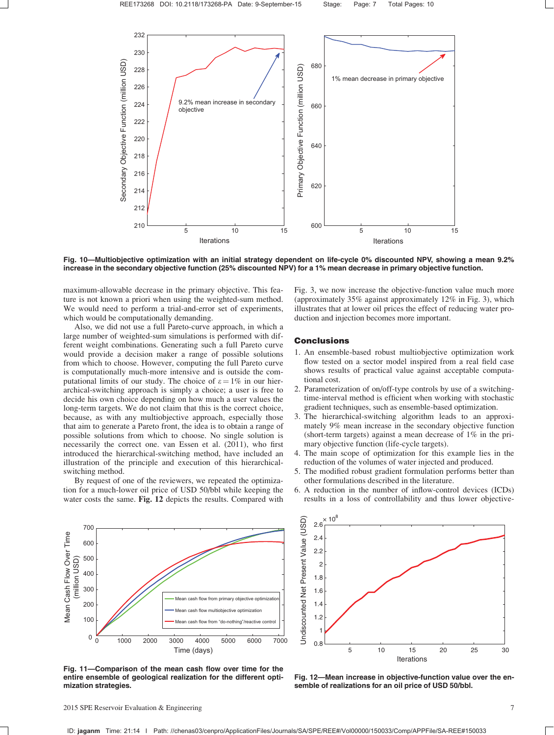Fig. 10—Multiobjective optimization with an initial strategy dependent on life-cycle 0% discounted NPV, showing a mean 9.2% increase in the secondary objective function (25% discounted NPV) for a 1% mean decrease in primary objective function.

maximum-allowable decrease in the primary objective. This feature is not known a priori when using the weighted-sum method. We would need to perform a trial-and-error set of experiments, which would be computationally demanding.

Also, we did not use a full Pareto-curve approach, in which a large number of weighted-sum simulations is performed with different weight combinations. Generating such a full Pareto curve would provide a decision maker a range of possible solutions from which to choose. However, computing the full Pareto curve is computationally much-more intensive and is outside the computational limits of our study. The choice of $\varepsilon = 1\%$ in our hierarchical-switching approach is simply a choice; a user is free to decide his own choice depending on how much a user values the long-term targets. We do not claim that this is the correct choice, because, as with any multiobjective approach, especially those that aim to generate a Pareto front, the idea is to obtain a range of possible solutions from which to choose. No single solution is necessarily the correct one. van Essen et al. (2011), who first introduced the hierarchical-switching method, have included an illustration of the principle and execution of this hierarchical-switching method.

By request of one of the reviewers, we repeated the optimization for a much-lower oil price of USD 50/bbl while keeping the water costs the same. **Fig. 12** depicts the results. Compared with Fig. 3, we now increase the objective-function value much more (approximately 35% against approximately 12% in Fig. 3), which illustrates that at lower oil prices the effect of reducing water production and injection becomes more important.

## Conclusions

1. An ensemble-based robust multiobjective optimization work flow tested on a sector model inspired from a real field case shows results of practical value against acceptable computational cost.
2. Parameterization of on/off-type controls by use of a switching-time-interval method is efficient when working with stochastic gradient techniques, such as ensemble-based optimization.
3. The hierarchical-switching algorithm leads to an approximately 9% mean increase in the secondary objective function (short-term targets) against a mean decrease of 1% in the primary objective function (life-cycle targets).
4. The main scope of optimization for this example lies in the reduction of the volumes of water injected and produced.
5. The modified robust gradient formulation performs better than other formulations described in the literature.
6. A reduction in the number of inflow-control devices (ICDs) results in a loss of controllability and thus lower objective-

Fig. 11—Comparison of the mean cash flow over time for the entire ensemble of geological realization for the different optimization strategies.

Fig. 12—Mean increase in objective-function value over the ensemble of realizations for an oil price of USD 50/bbl.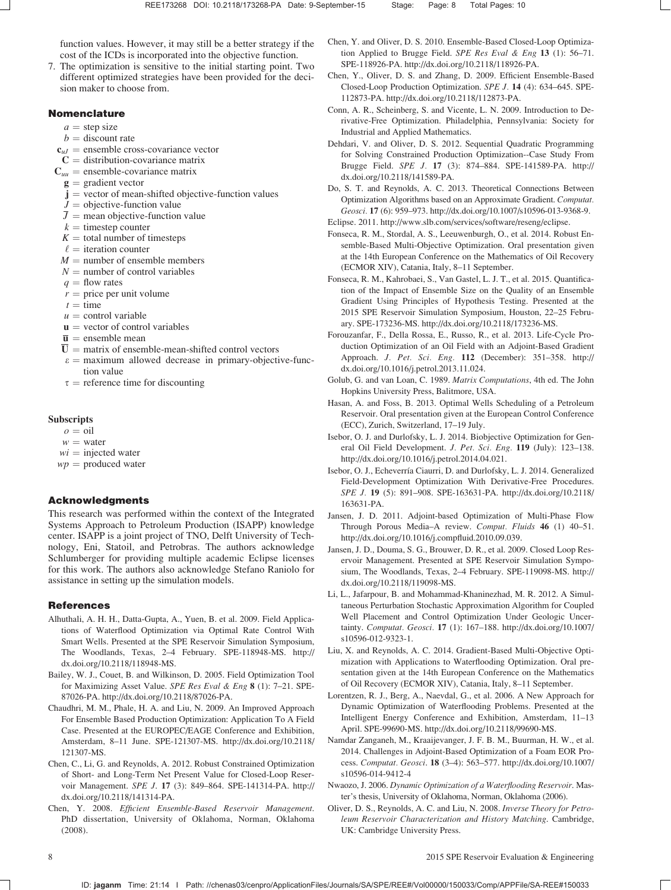function values. However, it may still be a better strategy if the cost of the ICDs is incorporated into the objective function.

7. The optimization is sensitive to the initial starting point. Two different optimized strategies have been provided for the decision maker to choose from.

## Nomenclature

- $a$ = step size
- $b$ = discount rate
- $\mathbf{c}_{uJ}$ = ensemble cross-covariance vector
- $\mathbf{C}$ = distribution-covariance matrix
- $\mathbf{C}_{uu}$ = ensemble-covariance matrix
- $\mathbf{g}$ = gradient vector
- $\mathbf{j}$ = vector of mean-shifted objective-function values
- $J$ = objective-function value
- $\bar{J}$ = mean objective-function value
- $k$ = timestep counter
- $K$ = total number of timesteps
- $\ell$ = iteration counter
- $M$ = number of ensemble members
- $N$ = number of control variables
- $q$ = flow rates
- $r$ = price per unit volume
- $t$ = time
- $u$ = control variable
- $\mathbf{u}$ = vector of control variables
- $\bar{\mathbf{u}}$ = ensemble mean
- $\bar{\mathbf{U}}$ = matrix of ensemble-mean-shifted control vectors
- $\varepsilon$ = maximum allowed decrease in primary-objective-function value
- $\tau$ = reference time for discounting

### Subscripts

- $o$ = oil
- $w$ = water
- $wi$ = injected water
- $wp$ = produced water

## Acknowledgments

This research was performed within the context of the Integrated Systems Approach to Petroleum Production (ISAPP) knowledge center. ISAPP is a joint project of TNO, Delft University of Technology, Eni, Statoil, and Petrobras. The authors acknowledge Schlumberger for providing multiple academic Eclipse licenses for this work. The authors also acknowledge Stefano Raniolo for assistance in setting up the simulation models.

## References

Alhuthali, A. H. H., Datta-Gupta, A., Yuen, B. et al. 2009. Field Applications of Waterflood Optimization via Optimal Rate Control With Smart Wells. Presented at the SPE Reservoir Simulation Symposium, The Woodlands, Texas, 2–4 February. SPE-118948-MS. http://dx.doi.org/10.2118/118948-MS.

Bailey, W. J., Couet, B. and Wilkinson, D. 2005. Field Optimization Tool for Maximizing Asset Value. *SPE Res Eval & Eng* **8** (1): 7–21. SPE-87026-PA. http://dx.doi.org/10.2118/87026-PA.

Chaudhri, M. M., Phale, H. A. and Liu, N. 2009. An Improved Approach For Ensemble Based Production Optimization: Application To A Field Case. Presented at the EUROPEC/EAGE Conference and Exhibition, Amsterdam, 8–11 June. SPE-121307-MS. http://dx.doi.org/10.2118/121307-MS.

Chen, C., Li, G. and Reynolds, A. 2012. Robust Constrained Optimization of Short- and Long-Term Net Present Value for Closed-Loop Reservoir Management. *SPE J*. **17** (3): 849–864. SPE-141314-PA. http://dx.doi.org/10.2118/141314-PA.

Chen, Y. 2008. *Efficient Ensemble-Based Reservoir Management*. PhD dissertation, University of Oklahoma, Norman, Oklahoma (2008).

Chen, Y. and Oliver, D. S. 2010. Ensemble-Based Closed-Loop Optimization Applied to Brugge Field. *SPE Res Eval & Eng* **13** (1): 56–71. SPE-118926-PA. http://dx.doi.org/10.2118/118926-PA.

Chen, Y., Oliver, D. S. and Zhang, D. 2009. Efficient Ensemble-Based Closed-Loop Production Optimization. *SPE J*. **14** (4): 634–645. SPE-112873-PA. http://dx.doi.org/10.2118/112873-PA.

Conn, A. R., Scheinberg, S. and Vicente, L. N. 2009. Introduction to Derivative-Free Optimization. Philadelphia, Pennsylvania: Society for Industrial and Applied Mathematics.

Dehdari, V. and Oliver, D. S. 2012. Sequential Quadratic Programming for Solving Constrained Production Optimization--Case Study From Brugge Field. *SPE J*. **17** (3): 874–884. SPE-141589-PA. http://dx.doi.org/10.2118/141589-PA.

Do, S. T. and Reynolds, A. C. 2013. Theoretical Connections Between Optimization Algorithms based on an Approximate Gradient. *Computat. Geosci*. **17** (6): 959–973. http://dx.doi.org/10.1007/s10596-013-9368-9.

Eclipse. 2011. http://www.slb.com/services/software/reseng/eclipse.

Fonseca, R. M., Stordal, A. S., Leeuwenburgh, O., et al. 2014. Robust Ensemble-Based Multi-Objective Optimization. Oral presentation given at the 14th European Conference on the Mathematics of Oil Recovery (ECMOR XIV), Catania, Italy, 8–11 September.

Fonseca, R. M., Kahrobaei, S., Van Gastel, L. J. T., et al. 2015. Quantification of the Impact of Ensemble Size on the Quality of an Ensemble Gradient Using Principles of Hypothesis Testing. Presented at the 2015 SPE Reservoir Simulation Symposium, Houston, 22–25 February. SPE-173236-MS. http://dx.doi.org/10.2118/173236-MS.

Forouzanfar, F., Della Rossa, E., Russo, R., et al. 2013. Life-Cycle Production Optimization of an Oil Field with an Adjoint-Based Gradient Approach. *J. Pet. Sci. Eng*. **112** (December): 351–358. http://dx.doi.org/10.1016/j.petrol.2013.11.024.

Golub, G. and van Loan, C. 1989. *Matrix Computations*, 4th ed. The John Hopkins University Press, Balitmore, USA.

Hasan, A. and Foss, B. 2013. Optimal Wells Scheduling of a Petroleum Reservoir. Oral presentation given at the European Control Conference (ECC), Zurich, Switzerland, 17–19 July.

Isebor, O. J. and Durlofsky, L. J. 2014. Biobjective Optimization for General Oil Field Development. *J. Pet. Sci. Eng*. **119** (July): 123–138. http://dx.doi.org/10.1016/j.petrol.2014.04.021.

Isebor, O. J., Echeverría Ciaurri, D. and Durlofsky, L. J. 2014. Generalized Field-Development Optimization With Derivative-Free Procedures. *SPE J*. **19** (5): 891–908. SPE-163631-PA. http://dx.doi.org/10.2118/163631-PA.

Jansen, J. D. 2011. Adjoint-based Optimization of Multi-Phase Flow Through Porous Media–A review. *Comput. Fluids* **46** (1) 40–51. http://dx.doi.org/10.1016/j.compfluid.2010.09.039.

Jansen, J. D., Douma, S. G., Brouwer, D. R., et al. 2009. Closed Loop Reservoir Management. Presented at SPE Reservoir Simulation Symposium, The Woodlands, Texas, 2–4 February. SPE-119098-MS. http://dx.doi.org/10.2118/119098-MS.

Li, L., Jafarpour, B. and Mohammad-Khaninezhad, M. R. 2012. A Simultaneous Perturbation Stochastic Approximation Algorithm for Coupled Well Placement and Control Optimization Under Geologic Uncertainty. *Computat. Geosci*. **17** (1): 167–188. http://dx.doi.org/10.1007/s10596-012-9323-1.

Liu, X. and Reynolds, A. C. 2014. Gradient-Based Multi-Objective Optimization with Applications to Waterflooding Optimization. Oral presentation given at the 14th European Conference on the Mathematics of Oil Recovery (ECMOR XIV), Catania, Italy, 8–11 September.

Lorentzen, R. J., Berg, A., Naevdal, G., et al. 2006. A New Approach for Dynamic Optimization of Waterflooding Problems. Presented at the Intelligent Energy Conference and Exhibition, Amsterdam, 11–13 April. SPE-99690-MS. http://dx.doi.org/10.2118/99690-MS.

Namdar Zanganeh, M., Kraaijevanger, J. F. B. M., Buurman, H. W., et al. 2014. Challenges in Adjoint-Based Optimization of a Foam EOR Process. *Computat. Geosci*. **18** (3–4): 563–577. http://dx.doi.org/10.1007/s10596-014-9412-4

Nwaozo, J. 2006. *Dynamic Optimization of a Waterflooding Reservoir*. Master's thesis, University of Oklahoma, Norman, Oklahoma (2006).

Oliver, D. S., Reynolds, A. C. and Liu, N. 2008. *Inverse Theory for Petroleum Reservoir Characterization and History Matching*. Cambridge, UK: Cambridge University Press.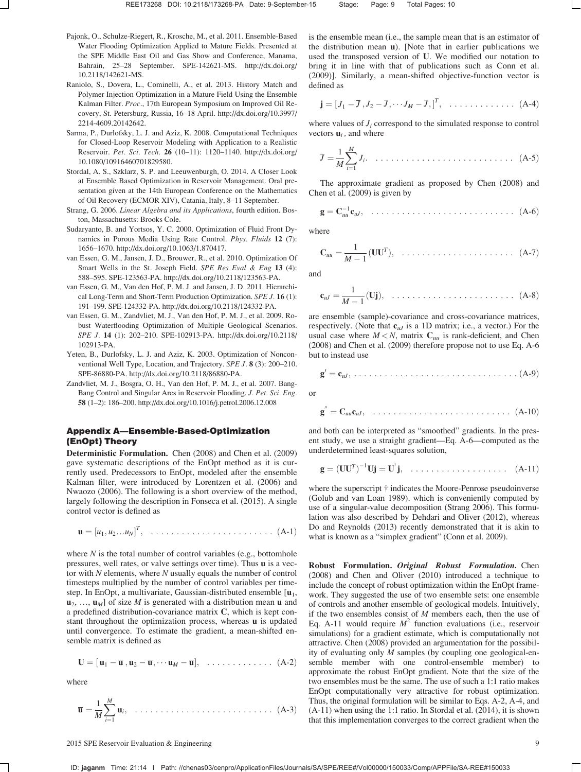Pajonk, O., Schulze-Riegert, R., Krosche, M., et al. 2011. Ensemble-Based Water Flooding Optimization Applied to Mature Fields. Presented at the SPE Middle East Oil and Gas Show and Conference, Manama, Bahrain, 25–28 September. SPE-142621-MS. http://dx.doi.org/10.2118/142621-MS.

Raniolo, S., Dovera, L., Cominelli, A., et al. 2013. History Match and Polymer Injection Optimization in a Mature Field Using the Ensemble Kalman Filter. *Proc.*, 17th European Symposium on Improved Oil Recovery, St. Petersburg, Russia, 16–18 April. http://dx.doi.org/10.3997/2214-4609.20142642.

Sarma, P., Durlofsky, L. J. and Aziz, K. 2008. Computational Techniques for Closed-Loop Reservoir Modeling with Application to a Realistic Reservoir. *Pet. Sci. Tech.* **26** (10–11): 1120–1140. http://dx.doi.org/10.1080/10916460701829580.

Stordal, A. S., Szklarz, S. P. and Leeuwenburgh, O. 2014. A Closer Look at Ensemble Based Optimization in Reservoir Management. Oral presentation given at the 14th European Conference on the Mathematics of Oil Recovery (ECMOR XIV), Catania, Italy, 8–11 September.

Strang, G. 2006. *Linear Algebra and its Applications*, fourth edition. Boston, Massachusetts: Brooks Cole.

Sudaryanto, B. and Yortsos, Y. C. 2000. Optimization of Fluid Front Dynamics in Porous Media Using Rate Control. *Phys. Fluids* **12** (7): 1656–1670. http://dx.doi.org/10.1063/1.870417.

van Essen, G. M., Jansen, J. D., Brouwer, R., et al. 2010. Optimization Of Smart Wells in the St. Joseph Field. *SPE Res Eval & Eng* **13** (4): 588–595. SPE-123563-PA. http://dx.doi.org/10.2118/123563-PA.

van Essen, G. M., Van den Hof, P. M. J. and Jansen, J. D. 2011. Hierarchical Long-Term and Short-Term Production Optimization. *SPE J.* **16** (1): 191–199. SPE-124332-PA. http://dx.doi.org/10.2118/124332-PA.

van Essen, G. M., Zandvliet, M. J., Van den Hof, P. M. J., et al. 2009. Robust Waterflooding Optimization of Multiple Geological Scenarios. *SPE J.* **14** (1): 202–210. SPE-102913-PA. http://dx.doi.org/10.2118/102913-PA.

Yeten, B., Durlofsky, L. J. and Aziz, K. 2003. Optimization of Nonconventional Well Type, Location, and Trajectory. *SPE J.* **8** (3): 200–210. SPE-86880-PA. http://dx.doi.org/10.2118/86880-PA.

Zandvliet, M. J., Bosgra, O. H., Van den Hof, P. M. J., et al. 2007. Bang-Bang Control and Singular Arcs in Reservoir Flooding. *J. Pet. Sci. Eng.* **58** (1–2): 186–200. http://dx.doi.org/10.1016/j.petrol.2006.12.008

## Appendix A—Ensemble-Based-Optimization (EnOpt) Theory

**Deterministic Formulation.** Chen (2008) and Chen et al. (2009) gave systematic descriptions of the EnOpt method as it is currently used. Predecessors to EnOpt, modeled after the ensemble Kalman filter, were introduced by Lorentzen et al. (2006) and Nwaozo (2006). The following is a short overview of the method, largely following the description in Fonseca et al. (2015). A single control vector is defined as

$$\mathbf{u} = [u_1, u_2 \ldots u_N]^T, \quad \text{(A-1)}$$

where $N$ is the total number of control variables (e.g., bottomhole pressures, well rates, or valve settings over time). Thus $\mathbf{u}$ is a vector with $N$ elements, where $N$ usually equals the number of control timesteps multiplied by the number of control variables per timestep. In EnOpt, a multivariate, Gaussian-distributed ensemble [$\mathbf{u}_1$, $\mathbf{u}_2$, …, $\mathbf{u}_M$] of size $M$ is generated with a distribution mean $\mathbf{u}$ and a predefined distribution-covariance matrix $\mathbf{C}$, which is kept constant throughout the optimization process, whereas $\mathbf{u}$ is updated until convergence. To estimate the gradient, a mean-shifted ensemble matrix is defined as

$$\mathbf{U} = [\mathbf{u}_1 - \overline{\mathbf{u}}, \mathbf{u}_2 - \overline{\mathbf{u}}, \cdots \mathbf{u}_M - \overline{\mathbf{u}}], \quad \text{(A-2)}$$

where

$$\overline{\mathbf{u}} = \frac{1}{M}\sum_{i=1}^{M} \mathbf{u}_i, \quad \text{(A-3)}$$

is the ensemble mean (i.e., the sample mean that is an estimator of the distribution mean $\mathbf{u}$). [Note that in earlier publications we used the transposed version of $\mathbf{U}$. We modified our notation to bring it in line with that of publications such as Conn et al. (2009)]. Similarly, a mean-shifted objective-function vector is defined as

$$\mathbf{j} = [J_1 - \overline{J}, J_2 - \overline{J}, \cdots J_M - \overline{J},]^T, \quad \text{(A-4)}$$

where values of $J_i$ correspond to the simulated response to control vectors $\mathbf{u}_i$, and where

$$\overline{J} = \frac{1}{M}\sum_{i=1}^{M} J_i. \quad \text{(A-5)}$$

The approximate gradient as proposed by Chen (2008) and Chen et al. (2009) is given by

$$\mathbf{g} = \mathbf{C}_{uu}^{-1}\mathbf{c}_{uJ}, \quad \text{(A-6)}$$

where

$$\mathbf{C}_{uu} = \frac{1}{M-1}(\mathbf{U}\mathbf{U}^T), \quad \text{(A-7)}$$

and

$$\mathbf{c}_{uJ} = \frac{1}{M-1}(\mathbf{U}\mathbf{j}), \quad \text{(A-8)}$$

are ensemble (sample)-covariance and cross-covariance matrices, respectively. (Note that $\mathbf{c}_{uJ}$ is a 1D matrix; i.e., a vector.) For the usual case where $M < N$, matrix $\mathbf{C}_{uu}$ is rank-deficient, and Chen (2008) and Chen et al. (2009) therefore propose not to use Eq. A-6 but to instead use

$$\mathbf{g}' = \mathbf{c}_{uJ}, \quad \text{(A-9)}$$

or

$$\mathbf{g}'' = \mathbf{C}_{uu}\mathbf{c}_{uJ}, \quad \text{(A-10)}$$

and both can be interpreted as "smoothed" gradients. In the present study, we use a straight gradient—Eq. A-6—computed as the underdetermined least-squares solution,

$$\mathbf{g} = (\mathbf{U}\mathbf{U}^T)^{-1}\mathbf{U}\mathbf{j} = \mathbf{U}^{\dagger}\mathbf{j}, \quad \text{(A-11)}$$

where the superscript † indicates the Moore-Penrose pseudoinverse (Golub and van Loan 1989). which is conveniently computed by use of a singular-value decomposition (Strang 2006). This formulation was also described by Dehdari and Oliver (2012), whereas Do and Reynolds (2013) recently demonstrated that it is akin to what is known as a "simplex gradient" (Conn et al. 2009).

**Robust Formulation.** ***Original Robust Formulation.*** Chen (2008) and Chen and Oliver (2010) introduced a technique to include the concept of robust optimization within the EnOpt framework. They suggested the use of two ensemble sets: one ensemble of controls and another ensemble of geological models. Intuitively, if the two ensembles consist of $M$ members each, then the use of Eq. A-11 would require $M^2$ function evaluations (i.e., reservoir simulations) for a gradient estimate, which is computationally not attractive. Chen (2008) provided an argumentation for the possibility of evaluating only $M$ samples (by coupling one geological-ensemble member with one control-ensemble member) to approximate the robust EnOpt gradient. Note that the size of the two ensembles must be the same. The use of such a 1:1 ratio makes EnOpt computationally very attractive for robust optimization. Thus, the original formulation will be similar to Eqs. A-2, A-4, and (A-11) when using the 1:1 ratio. In Stordal et al. (2014), it is shown that this implementation converges to the correct gradient when the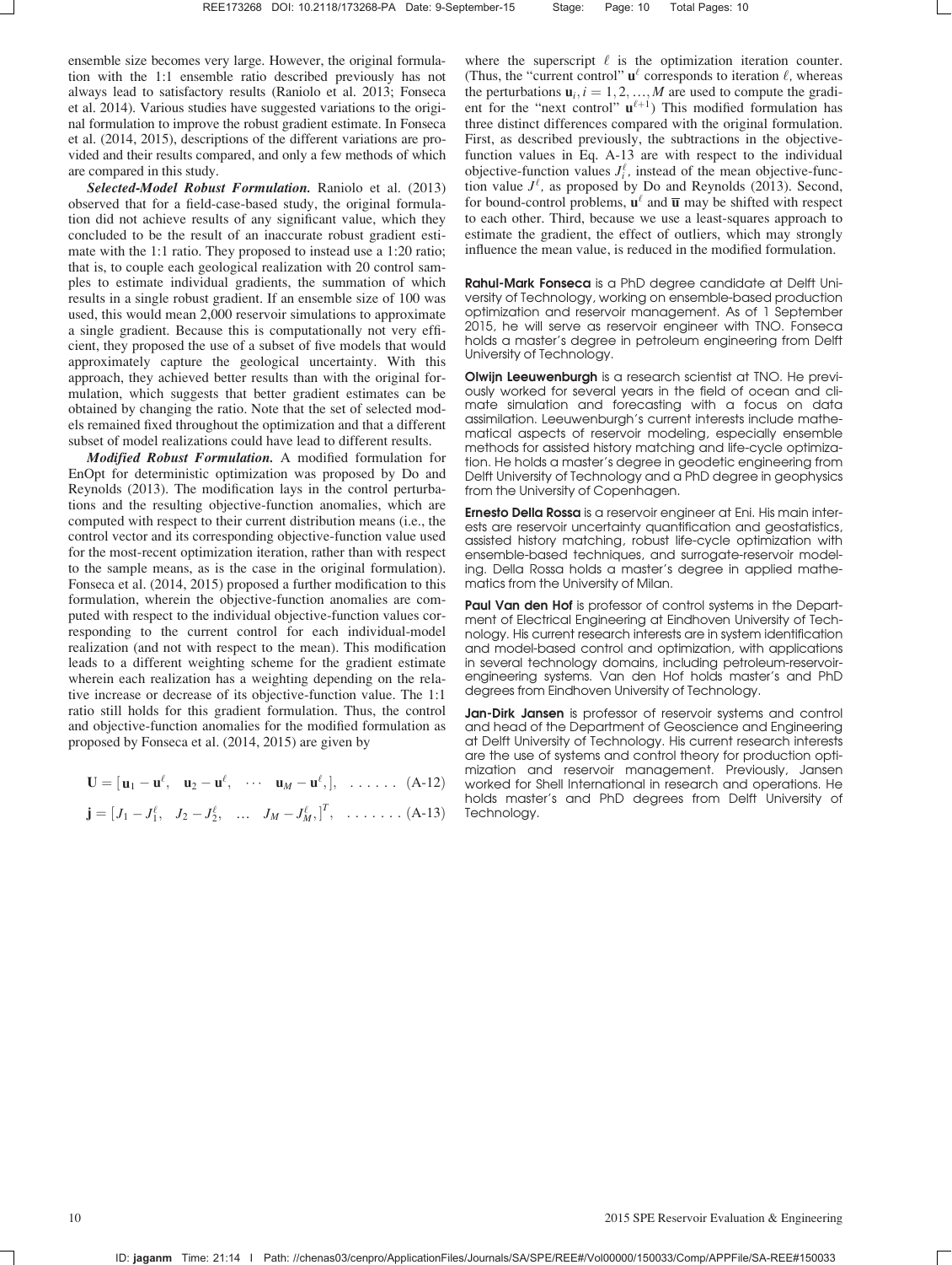ensemble size becomes very large. However, the original formulation with the 1:1 ensemble ratio described previously has not always lead to satisfactory results (Raniolo et al. 2013; Fonseca et al. 2014). Various studies have suggested variations to the original formulation to improve the robust gradient estimate. In Fonseca et al. (2014, 2015), descriptions of the different variations are provided and their results compared, and only a few methods of which are compared in this study.

***Selected-Model Robust Formulation.*** Raniolo et al. (2013) observed that for a field-case-based study, the original formulation did not achieve results of any significant value, which they concluded to be the result of an inaccurate robust gradient estimate with the 1:1 ratio. They proposed to instead use a 1:20 ratio; that is, to couple each geological realization with 20 control samples to estimate individual gradients, the summation of which results in a single robust gradient. If an ensemble size of 100 was used, this would mean 2,000 reservoir simulations to approximate a single gradient. Because this is computationally not very efficient, they proposed the use of a subset of five models that would approximately capture the geological uncertainty. With this approach, they achieved better results than with the original formulation, which suggests that better gradient estimates can be obtained by changing the ratio. Note that the set of selected models remained fixed throughout the optimization and that a different subset of model realizations could have lead to different results.

***Modified Robust Formulation.*** A modified formulation for EnOpt for deterministic optimization was proposed by Do and Reynolds (2013). The modification lays in the control perturbations and the resulting objective-function anomalies, which are computed with respect to their current distribution means (i.e., the control vector and its corresponding objective-function value used for the most-recent optimization iteration, rather than with respect to the sample means, as is the case in the original formulation). Fonseca et al. (2014, 2015) proposed a further modification to this formulation, wherein the objective-function anomalies are computed with respect to the individual objective-function values corresponding to the current control for each individual-model realization (and not with respect to the mean). This modification leads to a different weighting scheme for the gradient estimate wherein each realization has a weighting depending on the relative increase or decrease of its objective-function value. The 1:1 ratio still holds for this gradient formulation. Thus, the control and objective-function anomalies for the modified formulation as proposed by Fonseca et al. (2014, 2015) are given by

$$\mathbf{U} = [\mathbf{u}_1 - \mathbf{u}^\ell, \quad \mathbf{u}_2 - \mathbf{u}^\ell, \quad \cdots \quad \mathbf{u}_M - \mathbf{u}^\ell,], \quad \ldots\ldots \text{(A-12)}$$

$$\mathbf{j} = [J_1 - J_1^\ell, \quad J_2 - J_2^\ell, \quad \ldots \quad J_M - J_M^\ell,]^T, \quad \ldots\ldots\ldots \text{(A-13)}$$

where the superscript $\ell$ is the optimization iteration counter. (Thus, the "current control" $\mathbf{u}^\ell$ corresponds to iteration $\ell$, whereas the perturbations $\mathbf{u}_i, i = 1, 2, \ldots, M$ are used to compute the gradient for the "next control" $\mathbf{u}^{\ell+1}$) This modified formulation has three distinct differences compared with the original formulation. First, as described previously, the subtractions in the objective-function values in Eq. A-13 are with respect to the individual objective-function values $J_i^\ell$, instead of the mean objective-function value $J^\ell$, as proposed by Do and Reynolds (2013). Second, for bound-control problems, $\mathbf{u}^\ell$ and $\overline{\mathbf{u}}$ may be shifted with respect to each other. Third, because we use a least-squares approach to estimate the gradient, the effect of outliers, which may strongly influence the mean value, is reduced in the modified formulation.

**Rahul-Mark Fonseca** is a PhD degree candidate at Delft University of Technology, working on ensemble-based production optimization and reservoir management. As of 1 September 2015, he will serve as reservoir engineer with TNO. Fonseca holds a master's degree in petroleum engineering from Delft University of Technology.

**Olwijn Leeuwenburgh** is a research scientist at TNO. He previously worked for several years in the field of ocean and climate simulation and forecasting with a focus on data assimilation. Leeuwenburgh's current interests include mathematical aspects of reservoir modeling, especially ensemble methods for assisted history matching and life-cycle optimization. He holds a master's degree in geodetic engineering from Delft University of Technology and a PhD degree in geophysics from the University of Copenhagen.

**Ernesto Della Rossa** is a reservoir engineer at Eni. His main interests are reservoir uncertainty quantification and geostatistics, assisted history matching, robust life-cycle optimization with ensemble-based techniques, and surrogate-reservoir modeling. Della Rossa holds a master's degree in applied mathematics from the University of Milan.

**Paul Van den Hof** is professor of control systems in the Department of Electrical Engineering at Eindhoven University of Technology. His current research interests are in system identification and model-based control and optimization, with applications in several technology domains, including petroleum-reservoir-engineering systems. Van den Hof holds master's and PhD degrees from Eindhoven University of Technology.

**Jan-Dirk Jansen** is professor of reservoir systems and control and head of the Department of Geoscience and Engineering at Delft University of Technology. His current research interests are the use of systems and control theory for production optimization and reservoir management. Previously, Jansen worked for Shell International in research and operations. He holds master's and PhD degrees from Delft University of Technology.